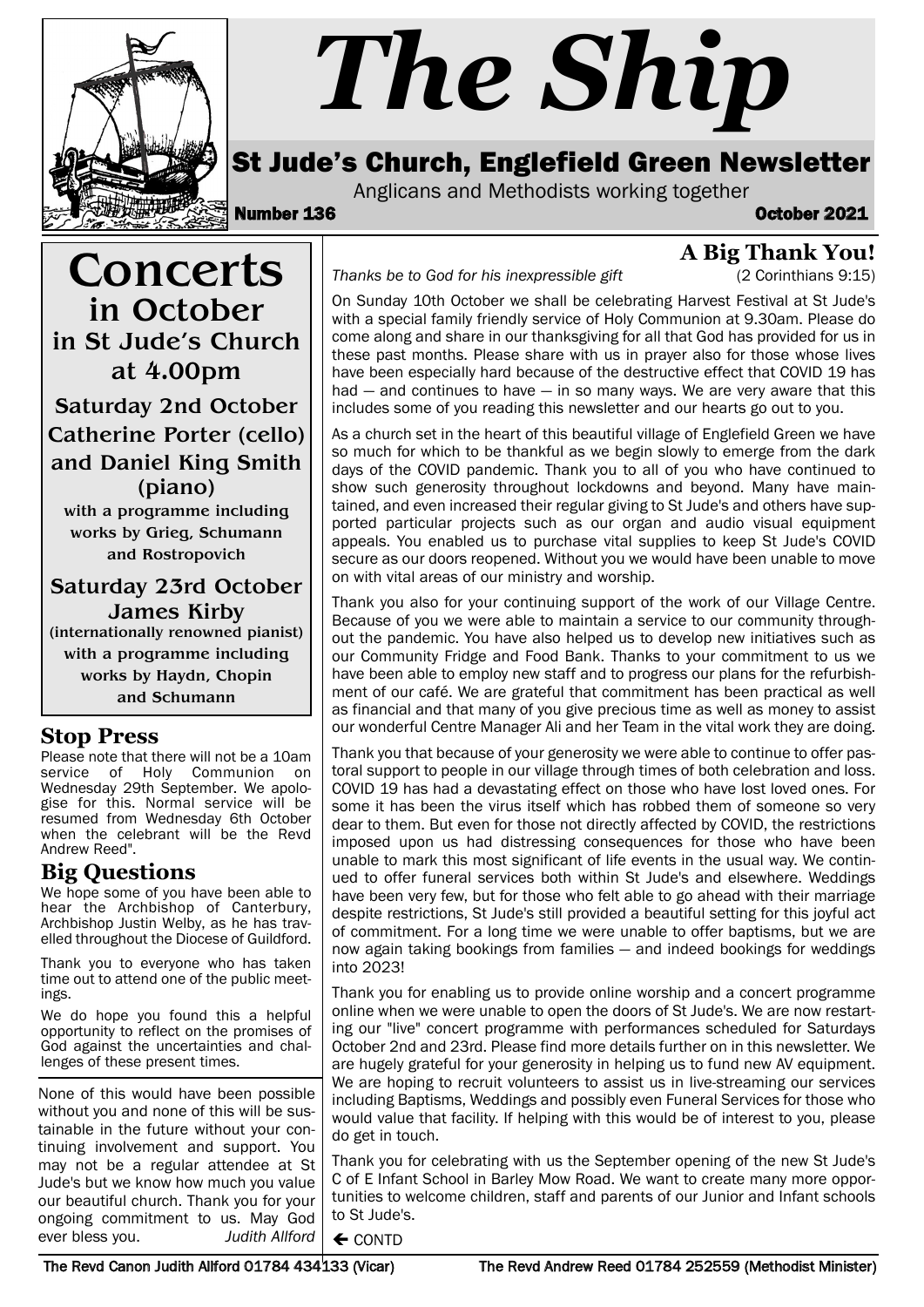# The Ship

## St Jude's Church, Englefield Green Newsletter

Anglicans and Methodists working together

**Number 136** **October 2021**

# Concerts

## in October

## in St Jude's Church at 4.00pm

### Saturday 2nd October

### Catherine Porter (cello) and Daniel King Smith (piano)

**with a programme including works by Grieg, Schumann and Rostropovich**

### Saturday 23rd October

### James Kirby

**(internationally renowned pianist) with a programme including works by Haydn, Chopin and Schumann**

## Stop Press

Please note that there will not be a 10am service of Holy Communion on Wednesday 29th September. We apologise for this. Normal service will be resumed from Wednesday 6th October when the celebrant will be the Revd Andrew Reed".

## Big Questions

We hope some of you have been able to hear the Archbishop of Canterbury, Archbishop Justin Welby, as he has travelled throughout the Diocese of Guildford.

Thank you to everyone who has taken time out to attend one of the public meetings.

We do hope you found this a helpful opportunity to reflect on the promises of God against the uncertainties and challenges of these present times.

## A Big Thank You!

*Thanks be to God for his inexpressible gift* (2 Corinthians 9:15)

On Sunday 10th October we shall be celebrating Harvest Festival at St Jude's with a special family friendly service of Holy Communion at 9.30am. Please do come along and share in our thanksgiving for all that God has provided for us in these past months. Please share with us in prayer also for those whose lives have been especially hard because of the destructive effect that COVID 19 has had — and continues to have — in so many ways. We are very aware that this includes some of you reading this newsletter and our hearts go out to you.

As a church set in the heart of this beautiful village of Englefield Green we have so much for which to be thankful as we begin slowly to emerge from the dark days of the COVID pandemic. Thank you to all of you who have continued to show such generosity throughout lockdowns and beyond. Many have maintained, and even increased their regular giving to St Jude's and others have supported particular projects such as our organ and audio visual equipment appeals. You enabled us to purchase vital supplies to keep St Jude's COVID secure as our doors reopened. Without you we would have been unable to move on with vital areas of our ministry and worship.

Thank you also for your continuing support of the work of our Village Centre. Because of you we were able to maintain a service to our community throughout the pandemic. You have also helped us to develop new initiatives such as our Community Fridge and Food Bank. Thanks to your commitment to us we have been able to employ new staff and to progress our plans for the refurbishment of our café. We are grateful that commitment has been practical as well as financial and that many of you give precious time as well as money to assist our wonderful Centre Manager Ali and her Team in the vital work they are doing.

Thank you that because of your generosity we were able to continue to offer pastoral support to people in our village through times of both celebration and loss. COVID 19 has had a devastating effect on those who have lost loved ones. For some it has been the virus itself which has robbed them of someone so very dear to them. But even for those not directly affected by COVID, the restrictions imposed upon us had distressing consequences for those who have been unable to mark this most significant of life events in the usual way. We continued to offer funeral services both within St Jude's and elsewhere. Weddings have been very few, but for those who felt able to go ahead with their marriage despite restrictions, St Jude's still provided a beautiful setting for this joyful act of commitment. For a long time we were unable to offer baptisms, but we are now again taking bookings from families — and indeed bookings for weddings into 2023!

Thank you for enabling us to provide online worship and a concert programme online when we were unable to open the doors of St Jude's. We are now restarting our "live" concert programme with performances scheduled for Saturdays October 2nd and 23rd. Please find more details further on in this newsletter. We are hugely grateful for your generosity in helping us to fund new AV equipment. We are hoping to recruit volunteers to assist us in live-streaming our services including Baptisms, Weddings and possibly even Funeral Services for those who would value that facility. If helping with this would be of interest to you, please do get in touch.

Thank you for celebrating with us the September opening of the new St Jude's C of E Infant School in Barley Mow Road. We want to create many more opportunities to welcome children, staff and parents of our Junior and Infant schools to St Jude's.

← CONTD

None of this would have been possible without you and none of this will be sustainable in the future without your continuing involvement and support. You may not be a regular attendee at St Jude's but we know how much you value our beautiful church. Thank you for your ongoing commitment to us. May God ever bless you. *Judith Allford*

The Revd Canon Judith Allford 01784 434133 (Vicar) The Revd Andrew Reed 01784 252559 (Methodist Minister)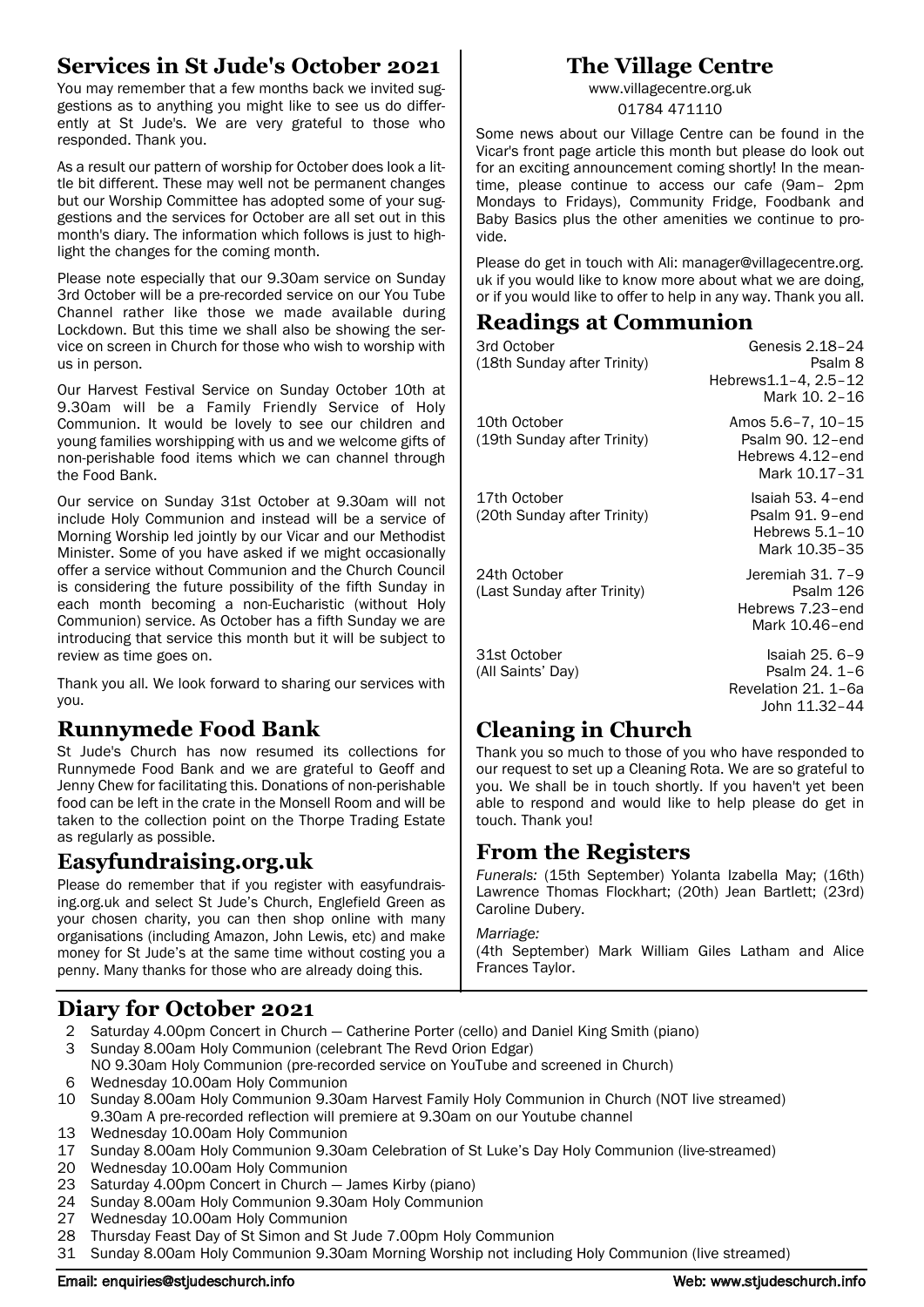## Services in St Jude's October 2021

You may remember that a few months back we invited suggestions as to anything you might like to see us do differently at St Jude's. We are very grateful to those who responded. Thank you.

As a result our pattern of worship for October does look a little bit different. These may well not be permanent changes but our Worship Committee has adopted some of your suggestions and the services for October are all set out in this month's diary. The information which follows is just to highlight the changes for the coming month.

Please note especially that our 9.30am service on Sunday 3rd October will be a pre-recorded service on our You Tube Channel rather like those we made available during Lockdown. But this time we shall also be showing the service on screen in Church for those who wish to worship with us in person.

Our Harvest Festival Service on Sunday October 10th at 9.30am will be a Family Friendly Service of Holy Communion. It would be lovely to see our children and young families worshipping with us and we welcome gifts of non-perishable food items which we can channel through the Food Bank.

Our service on Sunday 31st October at 9.30am will not include Holy Communion and instead will be a service of Morning Worship led jointly by our Vicar and our Methodist Minister. Some of you have asked if we might occasionally offer a service without Communion and the Church Council is considering the future possibility of the fifth Sunday in each month becoming a non-Eucharistic (without Holy Communion) service. As October has a fifth Sunday we are introducing that service this month but it will be subject to review as time goes on.

Thank you all. We look forward to sharing our services with you.

## Runnymede Food Bank

St Jude's Church has now resumed its collections for Runnymede Food Bank and we are grateful to Geoff and Jenny Chew for facilitating this. Donations of non-perishable food can be left in the crate in the Monsell Room and will be taken to the collection point on the Thorpe Trading Estate as regularly as possible.

## Easyfundraising.org.uk

Please do remember that if you register with easyfundraising.org.uk and select St Jude's Church, Englefield Green as your chosen charity, you can then shop online with many organisations (including Amazon, John Lewis, etc) and make money for St Jude's at the same time without costing you a penny. Many thanks for those who are already doing this.

## The Village Centre

www.villagecentre.org.uk
01784 471110

Some news about our Village Centre can be found in the Vicar's front page article this month but please do look out for an exciting announcement coming shortly! In the meantime, please continue to access our cafe (9am– 2pm Mondays to Fridays), Community Fridge, Foodbank and Baby Basics plus the other amenities we continue to provide.

Please do get in touch with Ali: manager@villagecentre.org.uk if you would like to know more about what we are doing, or if you would like to offer to help in any way. Thank you all.

## Readings at Communion

| | |
|---|---|
| 3rd October (18th Sunday after Trinity) | Genesis 2.18–24<br>Psalm 8<br>Hebrews1.1–4, 2.5–12<br>Mark 10. 2–16 |
| 10th October (19th Sunday after Trinity) | Amos 5.6–7, 10–15<br>Psalm 90. 12–end<br>Hebrews 4.12–end<br>Mark 10.17–31 |
| 17th October (20th Sunday after Trinity) | Isaiah 53. 4–end<br>Psalm 91. 9–end<br>Hebrews 5.1–10<br>Mark 10.35–35 |
| 24th October (Last Sunday after Trinity) | Jeremiah 31. 7–9<br>Psalm 126<br>Hebrews 7.23–end<br>Mark 10.46–end |
| 31st October (All Saints' Day) | Isaiah 25. 6–9<br>Psalm 24. 1–6<br>Revelation 21. 1–6a<br>John 11.32–44 |

## Cleaning in Church

Thank you so much to those of you who have responded to our request to set up a Cleaning Rota. We are so grateful to you. We shall be in touch shortly. If you haven't yet been able to respond and would like to help please do get in touch. Thank you!

## From the Registers

*Funerals:* (15th September) Yolanta Izabella May; (16th) Lawrence Thomas Flockhart; (20th) Jean Bartlett; (23rd) Caroline Dubery.

*Marriage:*
(4th September) Mark William Giles Latham and Alice Frances Taylor.

## Diary for October 2021

- 2 Saturday 4.00pm Concert in Church — Catherine Porter (cello) and Daniel King Smith (piano)
- 3 Sunday 8.00am Holy Communion (celebrant The Revd Orion Edgar)
  NO 9.30am Holy Communion (pre-recorded service on YouTube and screened in Church)
- 6 Wednesday 10.00am Holy Communion
- 10 Sunday 8.00am Holy Communion 9.30am Harvest Family Holy Communion in Church (NOT live streamed)
  9.30am A pre-recorded reflection will premiere at 9.30am on our Youtube channel
- 13 Wednesday 10.00am Holy Communion
- 17 Sunday 8.00am Holy Communion 9.30am Celebration of St Luke's Day Holy Communion (live-streamed)
- 20 Wednesday 10.00am Holy Communion
- 23 Saturday 4.00pm Concert in Church — James Kirby (piano)
- 24 Sunday 8.00am Holy Communion 9.30am Holy Communion
- 27 Wednesday 10.00am Holy Communion
- 28 Thursday Feast Day of St Simon and St Jude 7.00pm Holy Communion
- 31 Sunday 8.00am Holy Communion 9.30am Morning Worship not including Holy Communion (live streamed)

Email: enquiries@stjudeschurch.info Web: www.stjudeschurch.info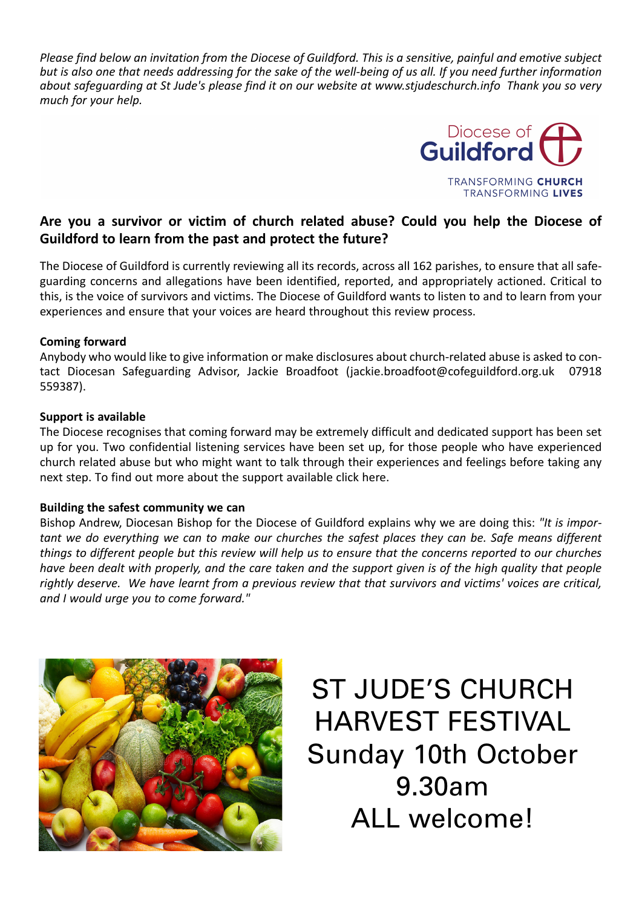*Please find below an invitation from the Diocese of Guildford. This is a sensitive, painful and emotive subject but is also one that needs addressing for the sake of the well-being of us all. If you need further information about safeguarding at St Jude's please find it on our website at www.stjudeschurch.info Thank you so very much for your help.*

Diocese of Guildford

TRANSFORMING **CHURCH**
TRANSFORMING **LIVES**

## Are you a survivor or victim of church related abuse? Could you help the Diocese of Guildford to learn from the past and protect the future?

The Diocese of Guildford is currently reviewing all its records, across all 162 parishes, to ensure that all safeguarding concerns and allegations have been identified, reported, and appropriately actioned. Critical to this, is the voice of survivors and victims. The Diocese of Guildford wants to listen to and to learn from your experiences and ensure that your voices are heard throughout this review process.

**Coming forward**

Anybody who would like to give information or make disclosures about church-related abuse is asked to contact Diocesan Safeguarding Advisor, Jackie Broadfoot (jackie.broadfoot@cofeguildford.org.uk 07918 559387).

**Support is available**

The Diocese recognises that coming forward may be extremely difficult and dedicated support has been set up for you. Two confidential listening services have been set up, for those people who have experienced church related abuse but who might want to talk through their experiences and feelings before taking any next step. To find out more about the support available click here.

**Building the safest community we can**

Bishop Andrew, Diocesan Bishop for the Diocese of Guildford explains why we are doing this: *"It is important we do everything we can to make our churches the safest places they can be. Safe means different things to different people but this review will help us to ensure that the concerns reported to our churches have been dealt with properly, and the care taken and the support given is of the high quality that people rightly deserve. We have learnt from a previous review that that survivors and victims' voices are critical, and I would urge you to come forward."*

ST JUDE'S CHURCH
HARVEST FESTIVAL
Sunday 10th October
9.30am
ALL welcome!